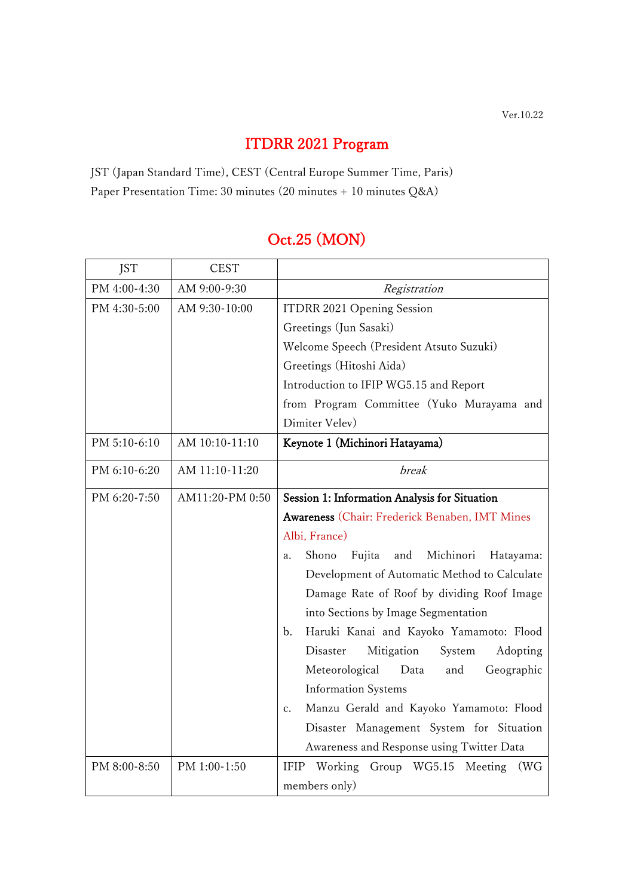Ver.10.22

# ITDRR 2021 Program

JST (Japan Standard Time), CEST (Central Europe Summer Time, Paris)
Paper Presentation Time: 30 minutes (20 minutes + 10 minutes Q&A)

## Oct.25 (MON)

| JST | CEST | |
|---|---|---|
| PM 4:00-4:30 | AM 9:00-9:30 | *Registration* |
| PM 4:30-5:00 | AM 9:30-10:00 | ITDRR 2021 Opening Session<br>Greetings (Jun Sasaki)<br>Welcome Speech (President Atsuto Suzuki)<br>Greetings (Hitoshi Aida)<br>Introduction to IFIP WG5.15 and Report from Program Committee (Yuko Murayama and Dimiter Velev) |
| PM 5:10-6:10 | AM 10:10-11:10 | **Keynote 1 (Michinori Hatayama)** |
| PM 6:10-6:20 | AM 11:10-11:20 | *break* |
| PM 6:20-7:50 | AM11:20-PM 0:50 | **Session 1: Information Analysis for Situation Awareness** (Chair: Frederick Benaben, IMT Mines Albi, France)<br>a. Shono Fujita and Michinori Hatayama: Development of Automatic Method to Calculate Damage Rate of Roof by dividing Roof Image into Sections by Image Segmentation<br>b. Haruki Kanai and Kayoko Yamamoto: Flood Disaster Mitigation System Adopting Meteorological Data and Geographic Information Systems<br>c. Manzu Gerald and Kayoko Yamamoto: Flood Disaster Management System for Situation Awareness and Response using Twitter Data |
| PM 8:00-8:50 | PM 1:00-1:50 | IFIP Working Group WG5.15 Meeting (WG members only) |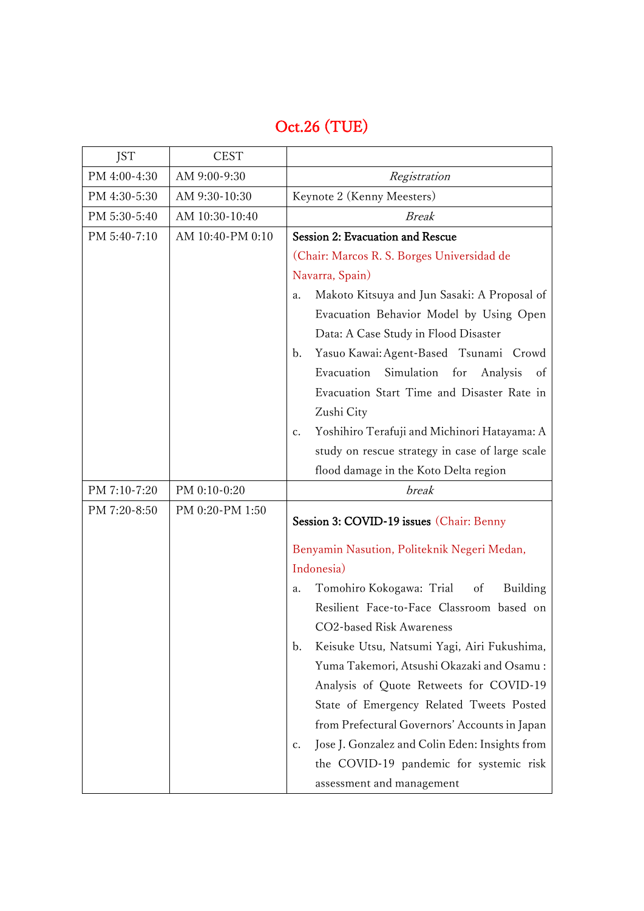## Oct.26 (TUE)

| JST | CEST | |
|---|---|---|
| PM 4:00-4:30 | AM 9:00-9:30 | *Registration* |
| PM 4:30-5:30 | AM 9:30-10:30 | Keynote 2 (Kenny Meesters) |
| PM 5:30-5:40 | AM 10:30-10:40 | *Break* |
| PM 5:40-7:10 | AM 10:40-PM 0:10 | **Session 2: Evacuation and Rescue** (Chair: Marcos R. S. Borges Universidad de Navarra, Spain) <br> a. Makoto Kitsuya and Jun Sasaki: A Proposal of Evacuation Behavior Model by Using Open Data: A Case Study in Flood Disaster <br> b. Yasuo Kawai: Agent-Based Tsunami Crowd Evacuation Simulation for Analysis of Evacuation Start Time and Disaster Rate in Zushi City <br> c. Yoshihiro Terafuji and Michinori Hatayama: A study on rescue strategy in case of large scale flood damage in the Koto Delta region |
| PM 7:10-7:20 | PM 0:10-0:20 | *break* |
| PM 7:20-8:50 | PM 0:20-PM 1:50 | **Session 3: COVID-19 issues** (Chair: Benny Benyamin Nasution, Politeknik Negeri Medan, Indonesia) <br> a. Tomohiro Kokogawa: Trial of Building Resilient Face-to-Face Classroom based on CO2-based Risk Awareness <br> b. Keisuke Utsu, Natsumi Yagi, Airi Fukushima, Yuma Takemori, Atsushi Okazaki and Osamu : Analysis of Quote Retweets for COVID-19 State of Emergency Related Tweets Posted from Prefectural Governors' Accounts in Japan <br> c. Jose J. Gonzalez and Colin Eden: Insights from the COVID-19 pandemic for systemic risk assessment and management |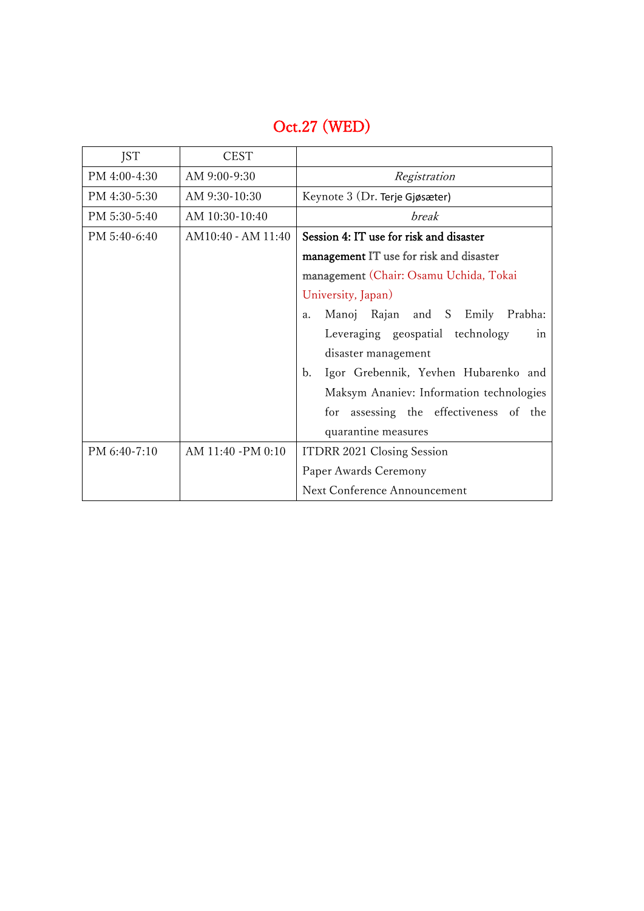# Oct.27 (WED)

| JST | CEST | |
|---|---|---|
| PM 4:00-4:30 | AM 9:00-9:30 | *Registration* |
| PM 4:30-5:30 | AM 9:30-10:30 | Keynote 3 (Dr. Terje Gjøsæter) |
| PM 5:30-5:40 | AM 10:30-10:40 | *break* |
| PM 5:40-6:40 | AM10:40 - AM 11:40 | **Session 4: IT use for risk and disaster management** IT use for risk and disaster management (Chair: Osamu Uchida, Tokai University, Japan)<br>a. Manoj Rajan and S Emily Prabha: Leveraging geospatial technology in disaster management<br>b. Igor Grebennik, Yevhen Hubarenko and Maksym Ananiev: Information technologies for assessing the effectiveness of the quarantine measures |
| PM 6:40-7:10 | AM 11:40 -PM 0:10 | ITDRR 2021 Closing Session<br>Paper Awards Ceremony<br>Next Conference Announcement |